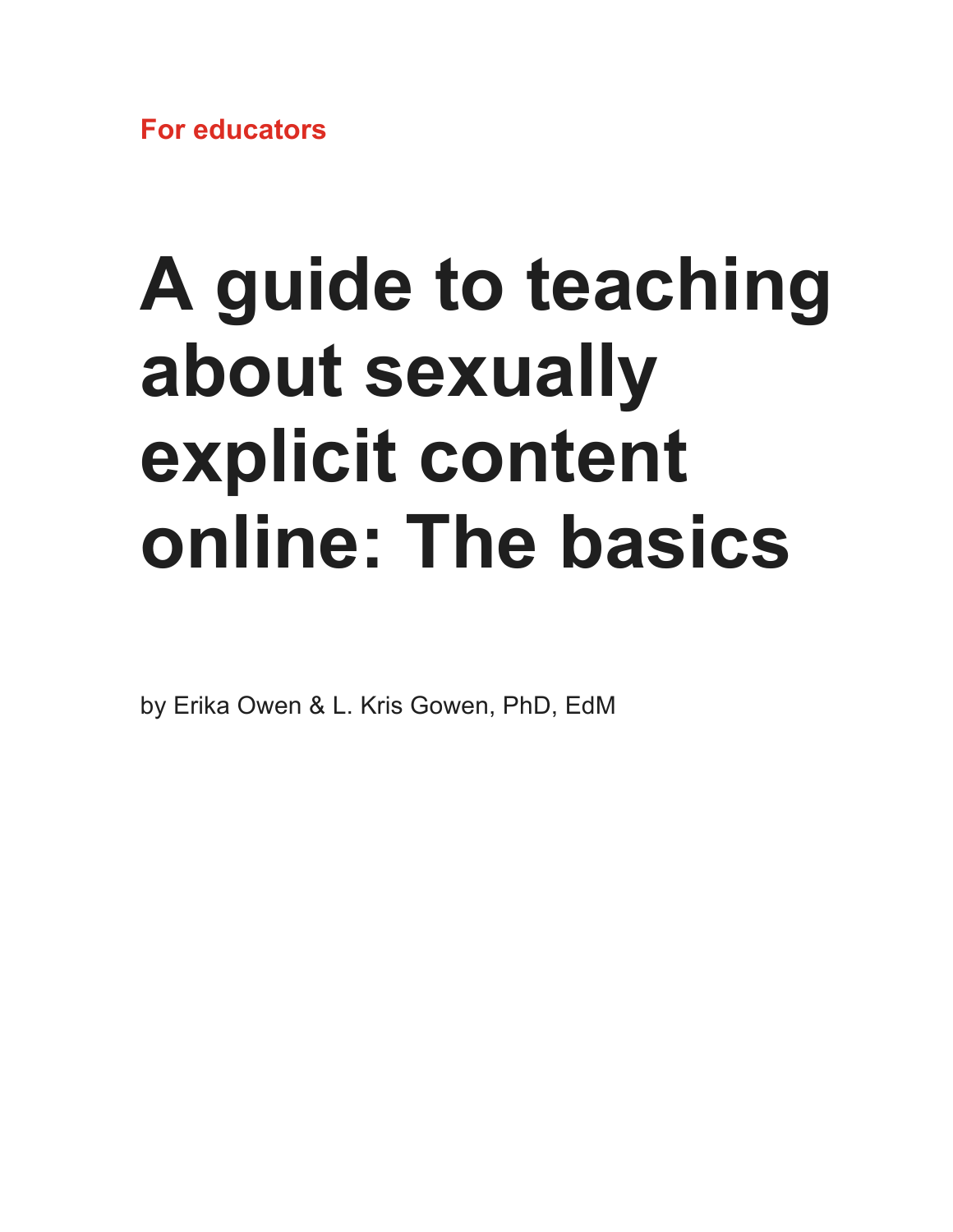For educators

# A guide to teaching about sexually explicit content online: The basics

by Erika Owen & L. Kris Gowen, PhD, EdM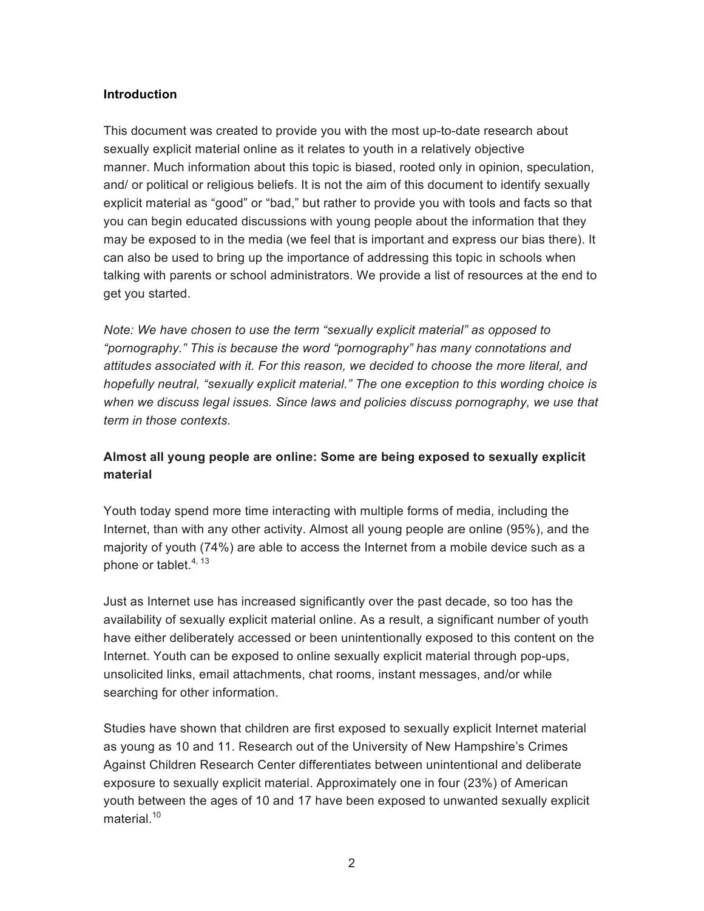**Introduction**

This document was created to provide you with the most up-to-date research about sexually explicit material online as it relates to youth in a relatively objective manner. Much information about this topic is biased, rooted only in opinion, speculation, and/ or political or religious beliefs. It is not the aim of this document to identify sexually explicit material as "good" or "bad," but rather to provide you with tools and facts so that you can begin educated discussions with young people about the information that they may be exposed to in the media (we feel that is important and express our bias there). It can also be used to bring up the importance of addressing this topic in schools when talking with parents or school administrators. We provide a list of resources at the end to get you started.

*Note: We have chosen to use the term "sexually explicit material" as opposed to "pornography." This is because the word "pornography" has many connotations and attitudes associated with it. For this reason, we decided to choose the more literal, and hopefully neutral, "sexually explicit material." The one exception to this wording choice is when we discuss legal issues. Since laws and policies discuss pornography, we use that term in those contexts.*

**Almost all young people are online: Some are being exposed to sexually explicit material**

Youth today spend more time interacting with multiple forms of media, including the Internet, than with any other activity. Almost all young people are online (95%), and the majority of youth (74%) are able to access the Internet from a mobile device such as a phone or tablet.[4, 13]

Just as Internet use has increased significantly over the past decade, so too has the availability of sexually explicit material online. As a result, a significant number of youth have either deliberately accessed or been unintentionally exposed to this content on the Internet. Youth can be exposed to online sexually explicit material through pop-ups, unsolicited links, email attachments, chat rooms, instant messages, and/or while searching for other information.

Studies have shown that children are first exposed to sexually explicit Internet material as young as 10 and 11. Research out of the University of New Hampshire's Crimes Against Children Research Center differentiates between unintentional and deliberate exposure to sexually explicit material. Approximately one in four (23%) of American youth between the ages of 10 and 17 have been exposed to unwanted sexually explicit material.[10]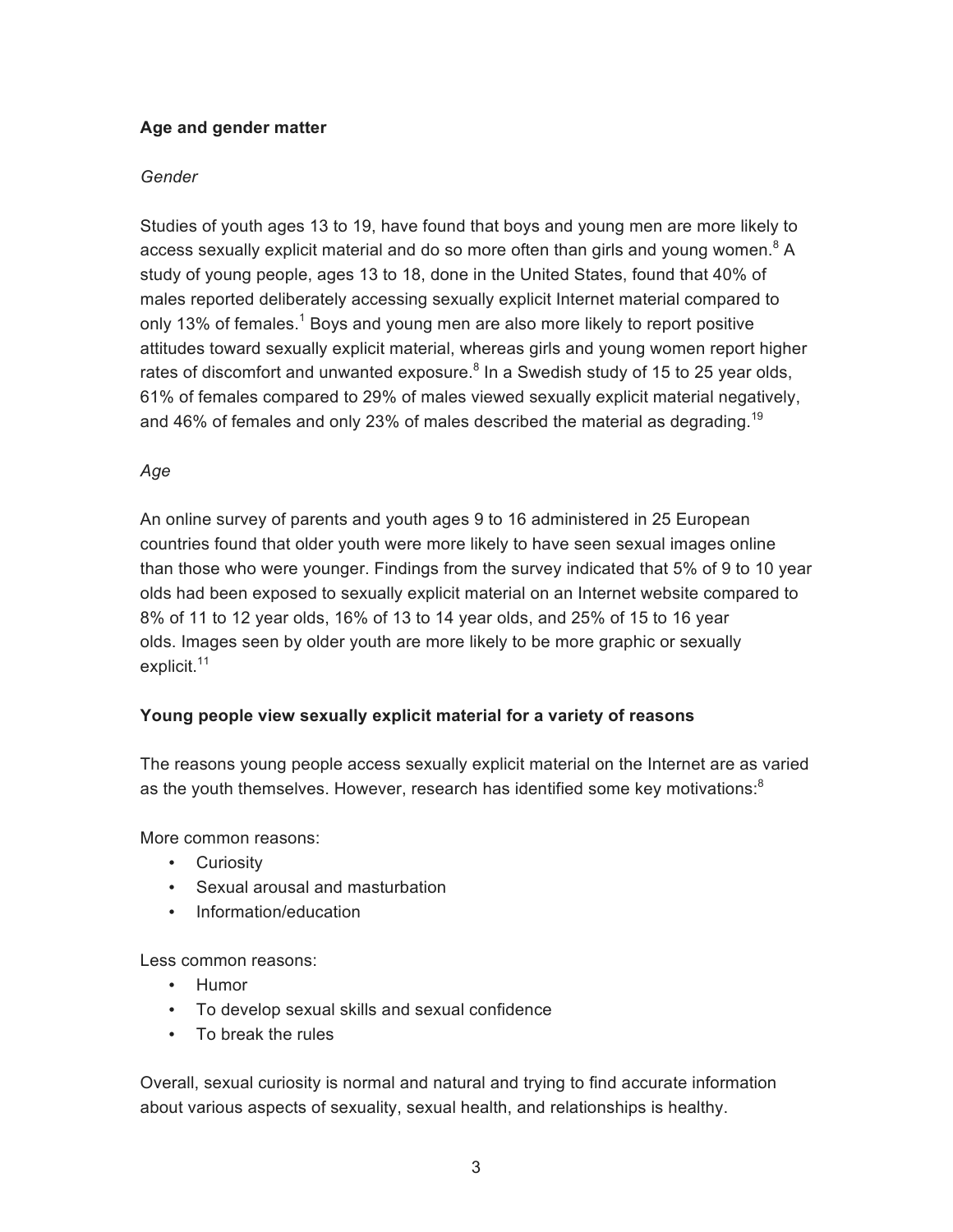## Age and gender matter

### *Gender*

Studies of youth ages 13 to 19, have found that boys and young men are more likely to access sexually explicit material and do so more often than girls and young women.[8] A study of young people, ages 13 to 18, done in the United States, found that 40% of males reported deliberately accessing sexually explicit Internet material compared to only 13% of females.[1] Boys and young men are also more likely to report positive attitudes toward sexually explicit material, whereas girls and young women report higher rates of discomfort and unwanted exposure.[8] In a Swedish study of 15 to 25 year olds, 61% of females compared to 29% of males viewed sexually explicit material negatively, and 46% of females and only 23% of males described the material as degrading.[19]

### *Age*

An online survey of parents and youth ages 9 to 16 administered in 25 European countries found that older youth were more likely to have seen sexual images online than those who were younger. Findings from the survey indicated that 5% of 9 to 10 year olds had been exposed to sexually explicit material on an Internet website compared to 8% of 11 to 12 year olds, 16% of 13 to 14 year olds, and 25% of 15 to 16 year olds. Images seen by older youth are more likely to be more graphic or sexually explicit.[11]

## Young people view sexually explicit material for a variety of reasons

The reasons young people access sexually explicit material on the Internet are as varied as the youth themselves. However, research has identified some key motivations:[8]

More common reasons:

- Curiosity
- Sexual arousal and masturbation
- Information/education

Less common reasons:

- Humor
- To develop sexual skills and sexual confidence
- To break the rules

Overall, sexual curiosity is normal and natural and trying to find accurate information about various aspects of sexuality, sexual health, and relationships is healthy.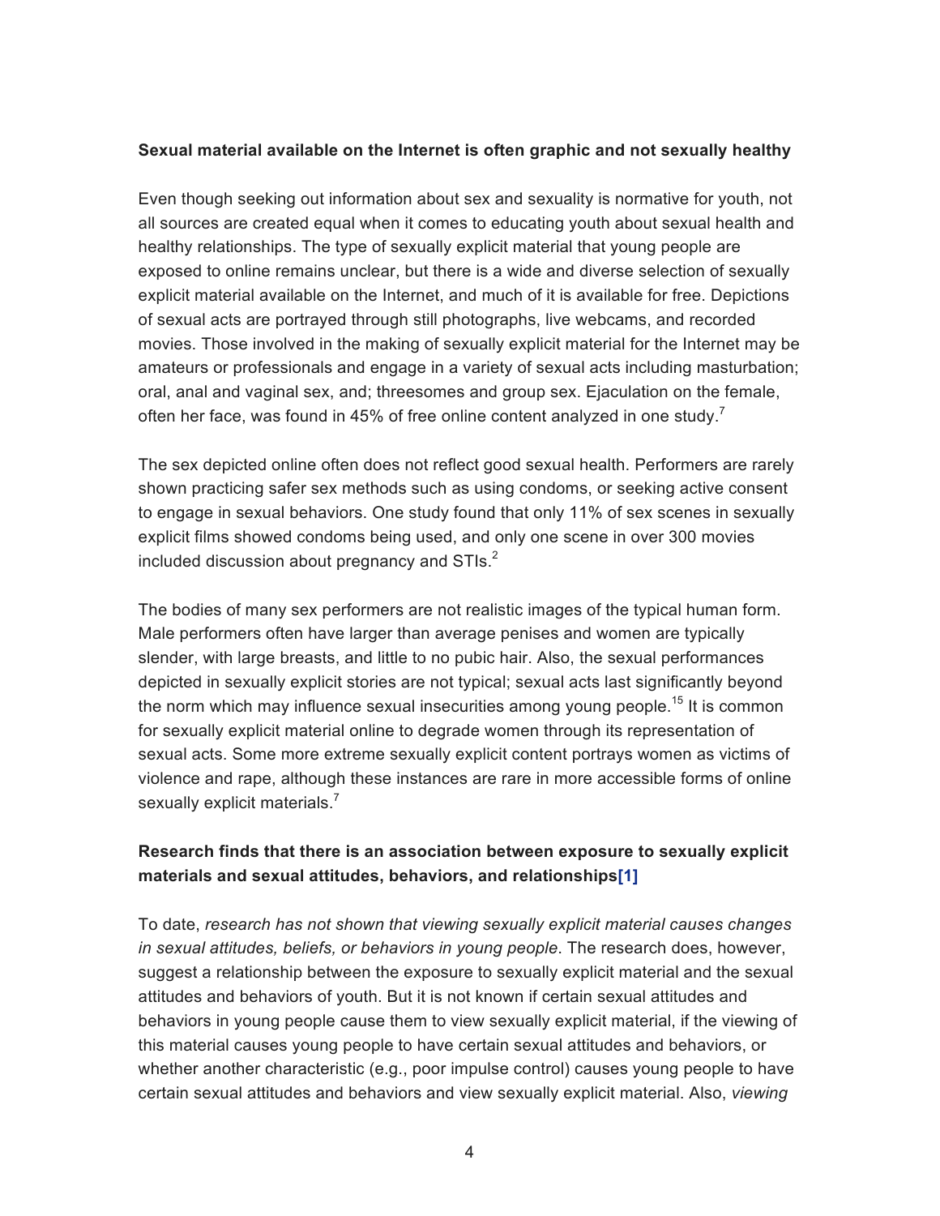**Sexual material available on the Internet is often graphic and not sexually healthy**

Even though seeking out information about sex and sexuality is normative for youth, not all sources are created equal when it comes to educating youth about sexual health and healthy relationships. The type of sexually explicit material that young people are exposed to online remains unclear, but there is a wide and diverse selection of sexually explicit material available on the Internet, and much of it is available for free. Depictions of sexual acts are portrayed through still photographs, live webcams, and recorded movies. Those involved in the making of sexually explicit material for the Internet may be amateurs or professionals and engage in a variety of sexual acts including masturbation; oral, anal and vaginal sex, and; threesomes and group sex. Ejaculation on the female, often her face, was found in 45% of free online content analyzed in one study.[7]

The sex depicted online often does not reflect good sexual health. Performers are rarely shown practicing safer sex methods such as using condoms, or seeking active consent to engage in sexual behaviors. One study found that only 11% of sex scenes in sexually explicit films showed condoms being used, and only one scene in over 300 movies included discussion about pregnancy and STIs.[2]

The bodies of many sex performers are not realistic images of the typical human form. Male performers often have larger than average penises and women are typically slender, with large breasts, and little to no pubic hair. Also, the sexual performances depicted in sexually explicit stories are not typical; sexual acts last significantly beyond the norm which may influence sexual insecurities among young people.[15] It is common for sexually explicit material online to degrade women through its representation of sexual acts. Some more extreme sexually explicit content portrays women as victims of violence and rape, although these instances are rare in more accessible forms of online sexually explicit materials.[7]

**Research finds that there is an association between exposure to sexually explicit materials and sexual attitudes, behaviors, and relationships[1]**

To date, *research has not shown that viewing sexually explicit material causes changes in sexual attitudes, beliefs, or behaviors in young people*. The research does, however, suggest a relationship between the exposure to sexually explicit material and the sexual attitudes and behaviors of youth. But it is not known if certain sexual attitudes and behaviors in young people cause them to view sexually explicit material, if the viewing of this material causes young people to have certain sexual attitudes and behaviors, or whether another characteristic (e.g., poor impulse control) causes young people to have certain sexual attitudes and behaviors and view sexually explicit material. Also, *viewing*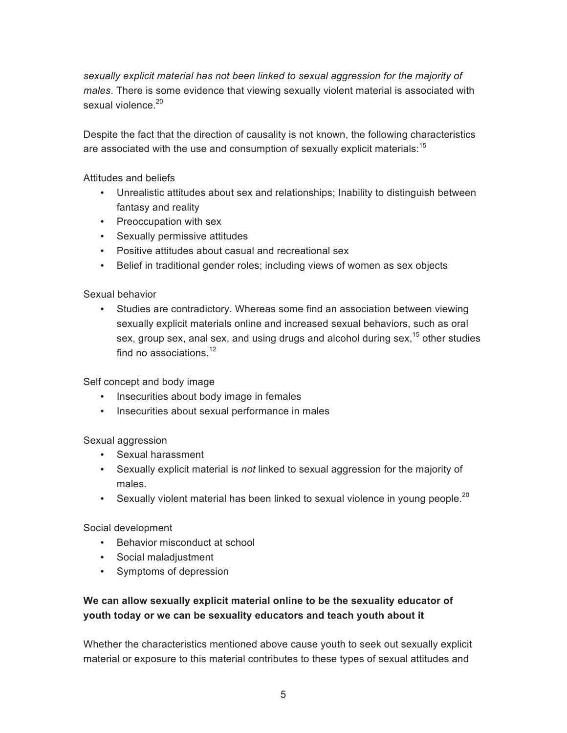*sexually explicit material has not been linked to sexual aggression for the majority of males*. There is some evidence that viewing sexually violent material is associated with sexual violence.[20]

Despite the fact that the direction of causality is not known, the following characteristics are associated with the use and consumption of sexually explicit materials:[15]

Attitudes and beliefs

- Unrealistic attitudes about sex and relationships; Inability to distinguish between fantasy and reality
- Preoccupation with sex
- Sexually permissive attitudes
- Positive attitudes about casual and recreational sex
- Belief in traditional gender roles; including views of women as sex objects

Sexual behavior

- Studies are contradictory. Whereas some find an association between viewing sexually explicit materials online and increased sexual behaviors, such as oral sex, group sex, anal sex, and using drugs and alcohol during sex,[15] other studies find no associations.[12]

Self concept and body image

- Insecurities about body image in females
- Insecurities about sexual performance in males

Sexual aggression

- Sexual harassment
- Sexually explicit material is *not* linked to sexual aggression for the majority of males.
- Sexually violent material has been linked to sexual violence in young people.[20]

Social development

- Behavior misconduct at school
- Social maladjustment
- Symptoms of depression

**We can allow sexually explicit material online to be the sexuality educator of youth today or we can be sexuality educators and teach youth about it**

Whether the characteristics mentioned above cause youth to seek out sexually explicit material or exposure to this material contributes to these types of sexual attitudes and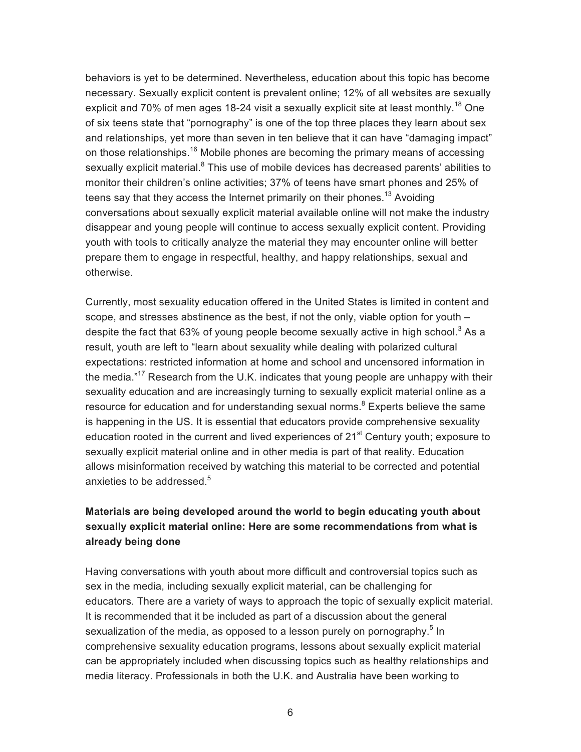behaviors is yet to be determined. Nevertheless, education about this topic has become necessary. Sexually explicit content is prevalent online; 12% of all websites are sexually explicit and 70% of men ages 18-24 visit a sexually explicit site at least monthly.[18] One of six teens state that "pornography" is one of the top three places they learn about sex and relationships, yet more than seven in ten believe that it can have "damaging impact" on those relationships.[16] Mobile phones are becoming the primary means of accessing sexually explicit material.[8] This use of mobile devices has decreased parents' abilities to monitor their children's online activities; 37% of teens have smart phones and 25% of teens say that they access the Internet primarily on their phones.[13] Avoiding conversations about sexually explicit material available online will not make the industry disappear and young people will continue to access sexually explicit content. Providing youth with tools to critically analyze the material they may encounter online will better prepare them to engage in respectful, healthy, and happy relationships, sexual and otherwise.

Currently, most sexuality education offered in the United States is limited in content and scope, and stresses abstinence as the best, if not the only, viable option for youth – despite the fact that 63% of young people become sexually active in high school.[3] As a result, youth are left to "learn about sexuality while dealing with polarized cultural expectations: restricted information at home and school and uncensored information in the media."[17] Research from the U.K. indicates that young people are unhappy with their sexuality education and are increasingly turning to sexually explicit material online as a resource for education and for understanding sexual norms.[8] Experts believe the same is happening in the US. It is essential that educators provide comprehensive sexuality education rooted in the current and lived experiences of 21st Century youth; exposure to sexually explicit material online and in other media is part of that reality. Education allows misinformation received by watching this material to be corrected and potential anxieties to be addressed.[5]

**Materials are being developed around the world to begin educating youth about sexually explicit material online: Here are some recommendations from what is already being done**

Having conversations with youth about more difficult and controversial topics such as sex in the media, including sexually explicit material, can be challenging for educators. There are a variety of ways to approach the topic of sexually explicit material. It is recommended that it be included as part of a discussion about the general sexualization of the media, as opposed to a lesson purely on pornography.[5] In comprehensive sexuality education programs, lessons about sexually explicit material can be appropriately included when discussing topics such as healthy relationships and media literacy. Professionals in both the U.K. and Australia have been working to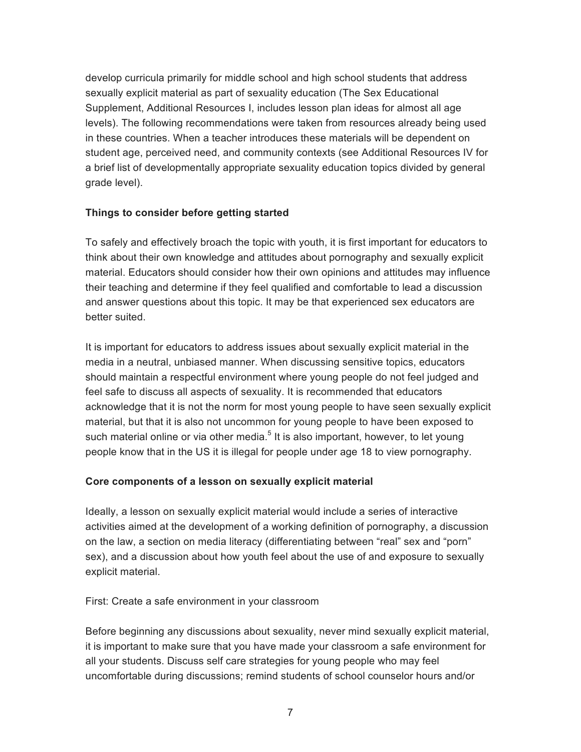develop curricula primarily for middle school and high school students that address sexually explicit material as part of sexuality education (The Sex Educational Supplement, Additional Resources I, includes lesson plan ideas for almost all age levels). The following recommendations were taken from resources already being used in these countries. When a teacher introduces these materials will be dependent on student age, perceived need, and community contexts (see Additional Resources IV for a brief list of developmentally appropriate sexuality education topics divided by general grade level).

**Things to consider before getting started**

To safely and effectively broach the topic with youth, it is first important for educators to think about their own knowledge and attitudes about pornography and sexually explicit material. Educators should consider how their own opinions and attitudes may influence their teaching and determine if they feel qualified and comfortable to lead a discussion and answer questions about this topic. It may be that experienced sex educators are better suited.

It is important for educators to address issues about sexually explicit material in the media in a neutral, unbiased manner. When discussing sensitive topics, educators should maintain a respectful environment where young people do not feel judged and feel safe to discuss all aspects of sexuality. It is recommended that educators acknowledge that it is not the norm for most young people to have seen sexually explicit material, but that it is also not uncommon for young people to have been exposed to such material online or via other media.[5] It is also important, however, to let young people know that in the US it is illegal for people under age 18 to view pornography.

**Core components of a lesson on sexually explicit material**

Ideally, a lesson on sexually explicit material would include a series of interactive activities aimed at the development of a working definition of pornography, a discussion on the law, a section on media literacy (differentiating between "real" sex and "porn" sex), and a discussion about how youth feel about the use of and exposure to sexually explicit material.

First: Create a safe environment in your classroom

Before beginning any discussions about sexuality, never mind sexually explicit material, it is important to make sure that you have made your classroom a safe environment for all your students. Discuss self care strategies for young people who may feel uncomfortable during discussions; remind students of school counselor hours and/or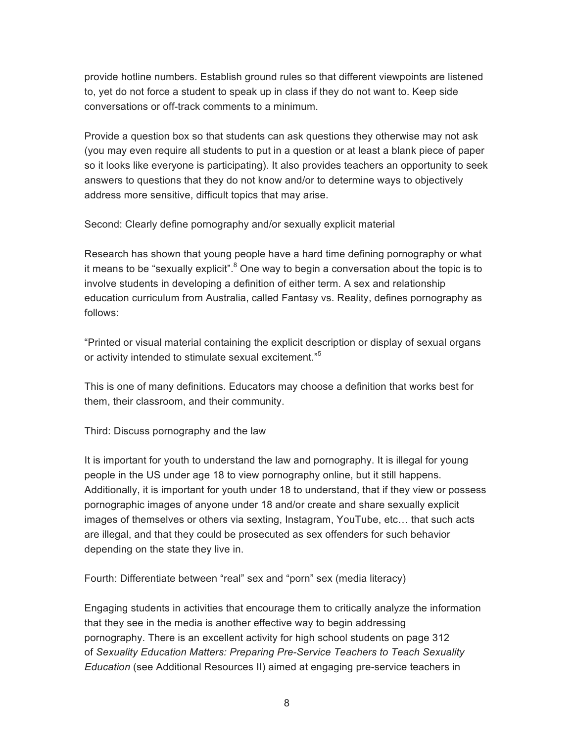provide hotline numbers. Establish ground rules so that different viewpoints are listened to, yet do not force a student to speak up in class if they do not want to. Keep side conversations or off-track comments to a minimum.

Provide a question box so that students can ask questions they otherwise may not ask (you may even require all students to put in a question or at least a blank piece of paper so it looks like everyone is participating). It also provides teachers an opportunity to seek answers to questions that they do not know and/or to determine ways to objectively address more sensitive, difficult topics that may arise.

Second: Clearly define pornography and/or sexually explicit material

Research has shown that young people have a hard time defining pornography or what it means to be "sexually explicit".[8] One way to begin a conversation about the topic is to involve students in developing a definition of either term. A sex and relationship education curriculum from Australia, called Fantasy vs. Reality, defines pornography as follows:

"Printed or visual material containing the explicit description or display of sexual organs or activity intended to stimulate sexual excitement."[5]

This is one of many definitions. Educators may choose a definition that works best for them, their classroom, and their community.

Third: Discuss pornography and the law

It is important for youth to understand the law and pornography. It is illegal for young people in the US under age 18 to view pornography online, but it still happens. Additionally, it is important for youth under 18 to understand, that if they view or possess pornographic images of anyone under 18 and/or create and share sexually explicit images of themselves or others via sexting, Instagram, YouTube, etc… that such acts are illegal, and that they could be prosecuted as sex offenders for such behavior depending on the state they live in.

Fourth: Differentiate between "real" sex and "porn" sex (media literacy)

Engaging students in activities that encourage them to critically analyze the information that they see in the media is another effective way to begin addressing pornography. There is an excellent activity for high school students on page 312 of *Sexuality Education Matters: Preparing Pre-Service Teachers to Teach Sexuality Education* (see Additional Resources II) aimed at engaging pre-service teachers in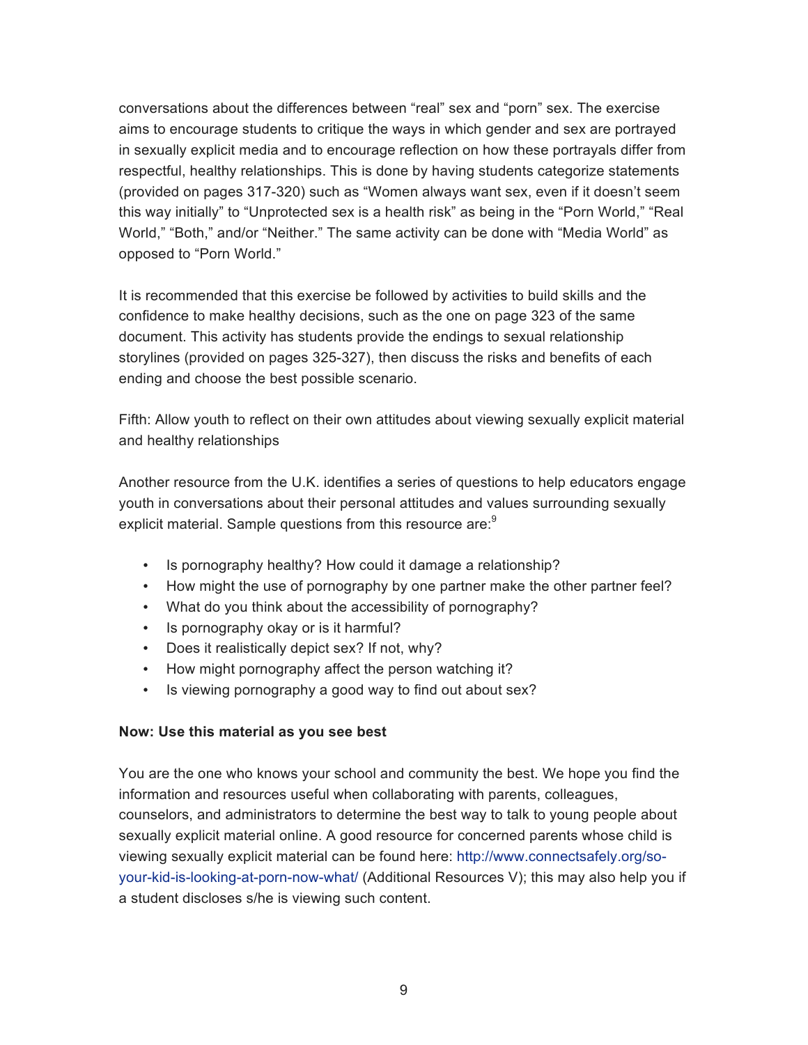conversations about the differences between "real" sex and "porn" sex. The exercise aims to encourage students to critique the ways in which gender and sex are portrayed in sexually explicit media and to encourage reflection on how these portrayals differ from respectful, healthy relationships. This is done by having students categorize statements (provided on pages 317-320) such as "Women always want sex, even if it doesn't seem this way initially" to "Unprotected sex is a health risk" as being in the "Porn World," "Real World," "Both," and/or "Neither." The same activity can be done with "Media World" as opposed to "Porn World."

It is recommended that this exercise be followed by activities to build skills and the confidence to make healthy decisions, such as the one on page 323 of the same document. This activity has students provide the endings to sexual relationship storylines (provided on pages 325-327), then discuss the risks and benefits of each ending and choose the best possible scenario.

Fifth: Allow youth to reflect on their own attitudes about viewing sexually explicit material and healthy relationships

Another resource from the U.K. identifies a series of questions to help educators engage youth in conversations about their personal attitudes and values surrounding sexually explicit material. Sample questions from this resource are:[9]

- Is pornography healthy? How could it damage a relationship?
- How might the use of pornography by one partner make the other partner feel?
- What do you think about the accessibility of pornography?
- Is pornography okay or is it harmful?
- Does it realistically depict sex? If not, why?
- How might pornography affect the person watching it?
- Is viewing pornography a good way to find out about sex?

**Now: Use this material as you see best**

You are the one who knows your school and community the best. We hope you find the information and resources useful when collaborating with parents, colleagues, counselors, and administrators to determine the best way to talk to young people about sexually explicit material online. A good resource for concerned parents whose child is viewing sexually explicit material can be found here: http://www.connectsafely.org/so-your-kid-is-looking-at-porn-now-what/ (Additional Resources V); this may also help you if a student discloses s/he is viewing such content.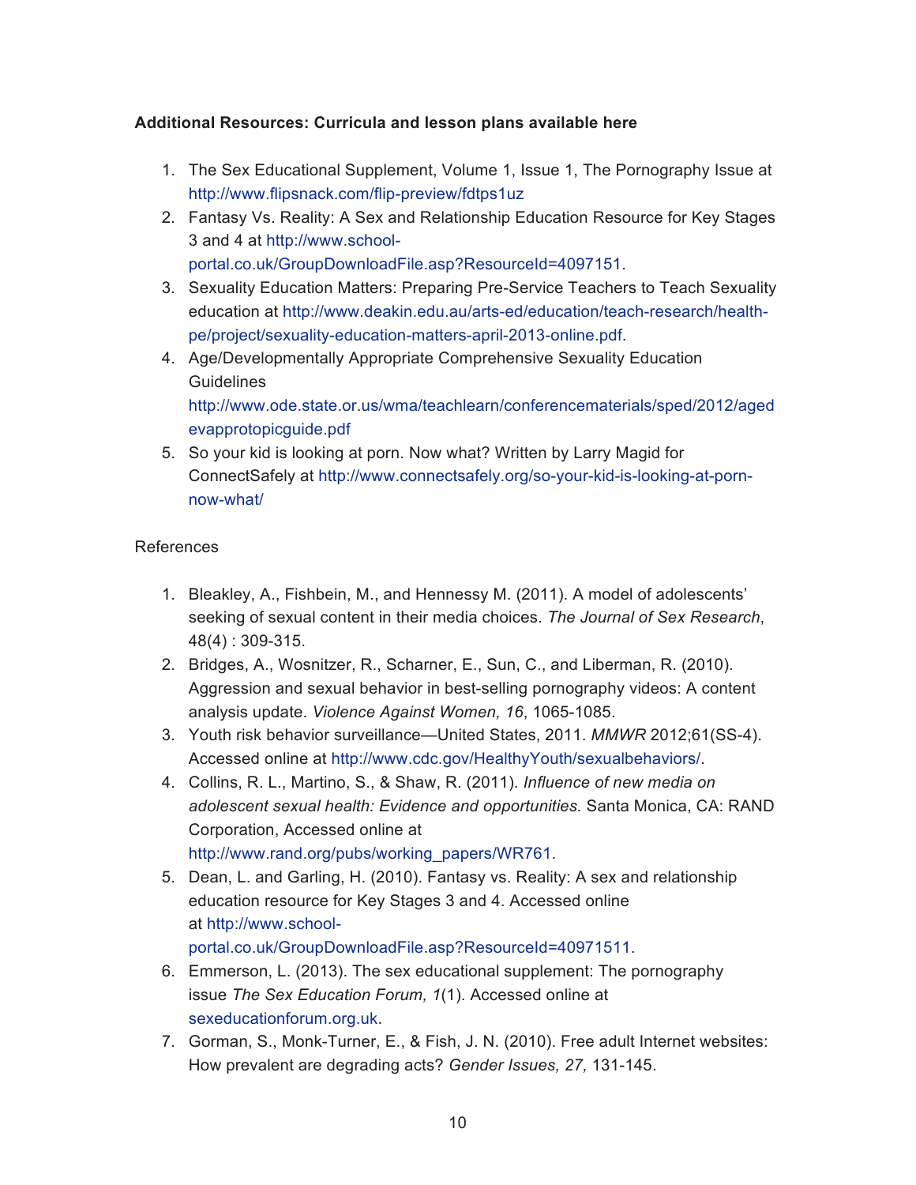**Additional Resources: Curricula and lesson plans available here**

1. The Sex Educational Supplement, Volume 1, Issue 1, The Pornography Issue at http://www.flipsnack.com/flip-preview/fdtps1uz
2. Fantasy Vs. Reality: A Sex and Relationship Education Resource for Key Stages 3 and 4 at http://www.school-portal.co.uk/GroupDownloadFile.asp?ResourceId=4097151.
3. Sexuality Education Matters: Preparing Pre-Service Teachers to Teach Sexuality education at http://www.deakin.edu.au/arts-ed/education/teach-research/health-pe/project/sexuality-education-matters-april-2013-online.pdf.
4. Age/Developmentally Appropriate Comprehensive Sexuality Education Guidelines http://www.ode.state.or.us/wma/teachlearn/conferencematerials/sped/2012/agedevapprotopicguide.pdf
5. So your kid is looking at porn. Now what? Written by Larry Magid for ConnectSafely at http://www.connectsafely.org/so-your-kid-is-looking-at-porn-now-what/

References

1. Bleakley, A., Fishbein, M., and Hennessy M. (2011). A model of adolescents' seeking of sexual content in their media choices. *The Journal of Sex Research*, 48(4) : 309-315.
2. Bridges, A., Wosnitzer, R., Scharner, E., Sun, C., and Liberman, R. (2010). Aggression and sexual behavior in best-selling pornography videos: A content analysis update. *Violence Against Women, 16*, 1065-1085.
3. Youth risk behavior surveillance—United States, 2011. *MMWR* 2012;61(SS-4). Accessed online at http://www.cdc.gov/HealthyYouth/sexualbehaviors/.
4. Collins, R. L., Martino, S., & Shaw, R. (2011). *Influence of new media on adolescent sexual health: Evidence and opportunities.* Santa Monica, CA: RAND Corporation, Accessed online at http://www.rand.org/pubs/working_papers/WR761.
5. Dean, L. and Garling, H. (2010). Fantasy vs. Reality: A sex and relationship education resource for Key Stages 3 and 4. Accessed online at http://www.school-portal.co.uk/GroupDownloadFile.asp?ResourceId=40971511.
6. Emmerson, L. (2013). The sex educational supplement: The pornography issue *The Sex Education Forum, 1*(1). Accessed online at sexeducationforum.org.uk.
7. Gorman, S., Monk-Turner, E., & Fish, J. N. (2010). Free adult Internet websites: How prevalent are degrading acts? *Gender Issues, 27,* 131-145.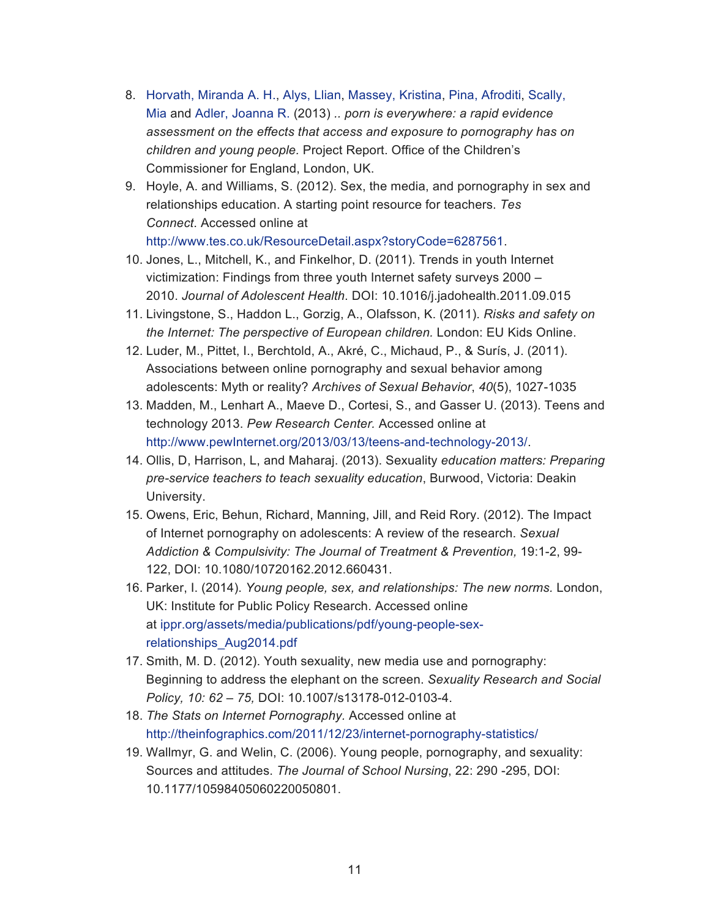8. Horvath, Miranda A. H., Alys, Llian, Massey, Kristina, Pina, Afroditi, Scally, Mia and Adler, Joanna R. (2013) *.. porn is everywhere: a rapid evidence assessment on the effects that access and exposure to pornography has on children and young people.* Project Report. Office of the Children's Commissioner for England, London, UK.
9. Hoyle, A. and Williams, S. (2012). Sex, the media, and pornography in sex and relationships education. A starting point resource for teachers. *Tes Connect*. Accessed online at http://www.tes.co.uk/ResourceDetail.aspx?storyCode=6287561.
10. Jones, L., Mitchell, K., and Finkelhor, D. (2011). Trends in youth Internet victimization: Findings from three youth Internet safety surveys 2000 – 2010. *Journal of Adolescent Health*. DOI: 10.1016/j.jadohealth.2011.09.015
11. Livingstone, S., Haddon L., Gorzig, A., Olafsson, K. (2011). *Risks and safety on the Internet: The perspective of European children.* London: EU Kids Online.
12. Luder, M., Pittet, I., Berchtold, A., Akré, C., Michaud, P., & Surís, J. (2011). Associations between online pornography and sexual behavior among adolescents: Myth or reality? *Archives of Sexual Behavior*, *40*(5), 1027-1035
13. Madden, M., Lenhart A., Maeve D., Cortesi, S., and Gasser U. (2013). Teens and technology 2013. *Pew Research Center.* Accessed online at http://www.pewInternet.org/2013/03/13/teens-and-technology-2013/.
14. Ollis, D, Harrison, L, and Maharaj. (2013). Sexuality *education matters: Preparing pre-service teachers to teach sexuality education*, Burwood, Victoria: Deakin University.
15. Owens, Eric, Behun, Richard, Manning, Jill, and Reid Rory. (2012). The Impact of Internet pornography on adolescents: A review of the research. *Sexual Addiction & Compulsivity: The Journal of Treatment & Prevention,* 19:1-2, 99-122, DOI: 10.1080/10720162.2012.660431.
16. Parker, I. (2014). *Young people, sex, and relationships: The new norms.* London, UK: Institute for Public Policy Research. Accessed online at ippr.org/assets/media/publications/pdf/young-people-sex-relationships_Aug2014.pdf
17. Smith, M. D. (2012). Youth sexuality, new media use and pornography: Beginning to address the elephant on the screen. *Sexuality Research and Social Policy, 10: 62 – 75,* DOI: 10.1007/s13178-012-0103-4.
18. *The Stats on Internet Pornography.* Accessed online at http://theinfographics.com/2011/12/23/internet-pornography-statistics/
19. Wallmyr, G. and Welin, C. (2006). Young people, pornography, and sexuality: Sources and attitudes. *The Journal of School Nursing*, 22: 290 -295, DOI: 10.1177/10598405060220050801.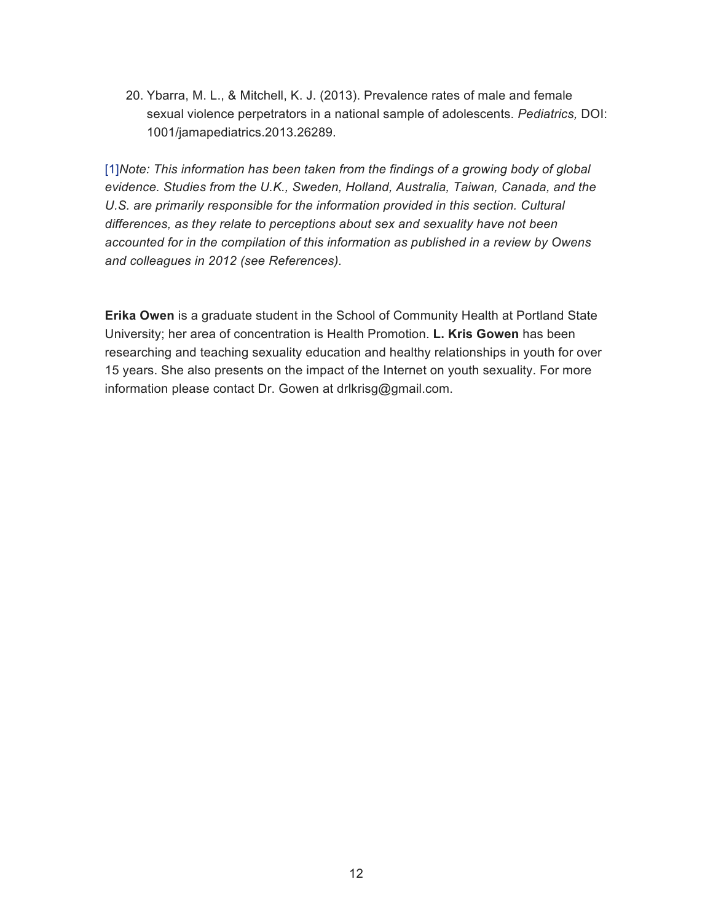20. Ybarra, M. L., & Mitchell, K. J. (2013). Prevalence rates of male and female sexual violence perpetrators in a national sample of adolescents. *Pediatrics,* DOI: 1001/jamapediatrics.2013.26289.

[1]*Note: This information has been taken from the findings of a growing body of global evidence. Studies from the U.K., Sweden, Holland, Australia, Taiwan, Canada, and the U.S. are primarily responsible for the information provided in this section. Cultural differences, as they relate to perceptions about sex and sexuality have not been accounted for in the compilation of this information as published in a review by Owens and colleagues in 2012 (see References).*

**Erika Owen** is a graduate student in the School of Community Health at Portland State University; her area of concentration is Health Promotion. **L. Kris Gowen** has been researching and teaching sexuality education and healthy relationships in youth for over 15 years. She also presents on the impact of the Internet on youth sexuality. For more information please contact Dr. Gowen at drlkrisg@gmail.com.